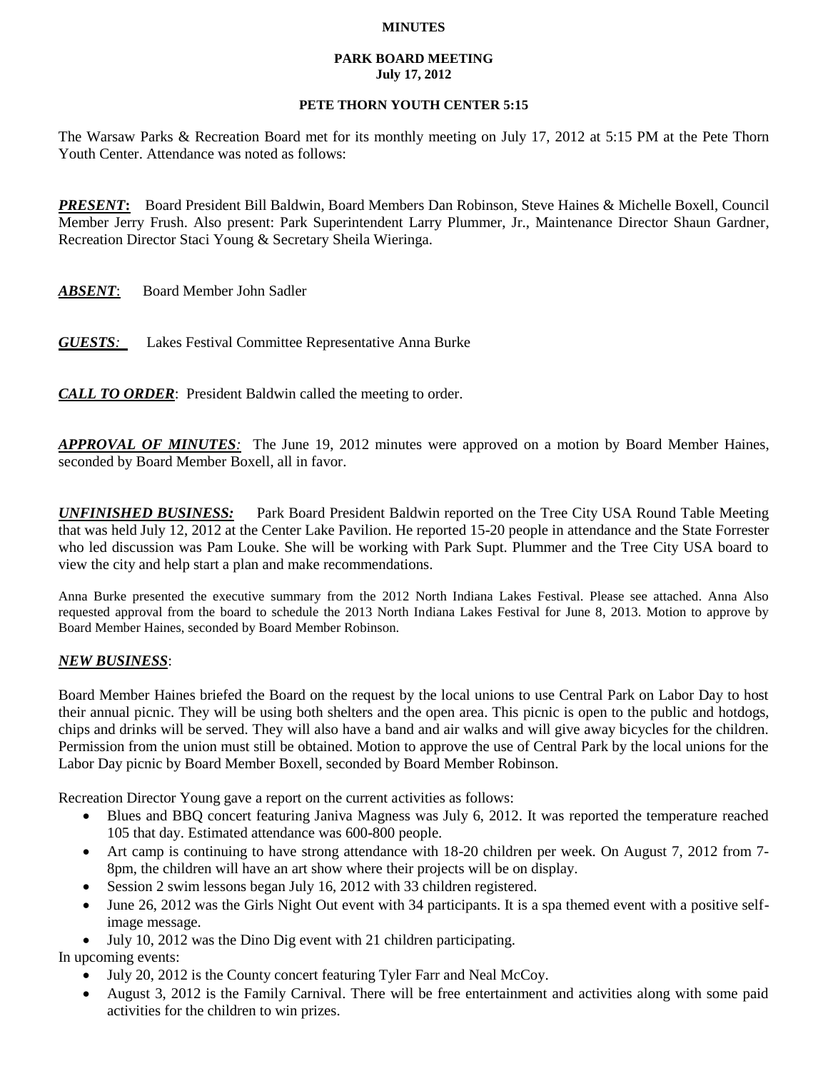**MINUTES**

**PARK BOARD MEETING**
**July 17, 2012**

**PETE THORN YOUTH CENTER 5:15**

The Warsaw Parks & Recreation Board met for its monthly meeting on July 17, 2012 at 5:15 PM at the Pete Thorn Youth Center. Attendance was noted as follows:

***PRESENT*:** Board President Bill Baldwin, Board Members Dan Robinson, Steve Haines & Michelle Boxell, Council Member Jerry Frush. Also present: Park Superintendent Larry Plummer, Jr., Maintenance Director Shaun Gardner, Recreation Director Staci Young & Secretary Sheila Wieringa.

***ABSENT*:** Board Member John Sadler

***GUESTS*:** Lakes Festival Committee Representative Anna Burke

***CALL TO ORDER*:** President Baldwin called the meeting to order.

***APPROVAL OF MINUTES*:** The June 19, 2012 minutes were approved on a motion by Board Member Haines, seconded by Board Member Boxell, all in favor.

***UNFINISHED BUSINESS:*** Park Board President Baldwin reported on the Tree City USA Round Table Meeting that was held July 12, 2012 at the Center Lake Pavilion. He reported 15-20 people in attendance and the State Forrester who led discussion was Pam Louke. She will be working with Park Supt. Plummer and the Tree City USA board to view the city and help start a plan and make recommendations.

Anna Burke presented the executive summary from the 2012 North Indiana Lakes Festival. Please see attached. Anna Also requested approval from the board to schedule the 2013 North Indiana Lakes Festival for June 8, 2013. Motion to approve by Board Member Haines, seconded by Board Member Robinson.

***NEW BUSINESS*:**

Board Member Haines briefed the Board on the request by the local unions to use Central Park on Labor Day to host their annual picnic. They will be using both shelters and the open area. This picnic is open to the public and hotdogs, chips and drinks will be served. They will also have a band and air walks and will give away bicycles for the children. Permission from the union must still be obtained. Motion to approve the use of Central Park by the local unions for the Labor Day picnic by Board Member Boxell, seconded by Board Member Robinson.

Recreation Director Young gave a report on the current activities as follows:

- Blues and BBQ concert featuring Janiva Magness was July 6, 2012. It was reported the temperature reached 105 that day. Estimated attendance was 600-800 people.
- Art camp is continuing to have strong attendance with 18-20 children per week. On August 7, 2012 from 7-8pm, the children will have an art show where their projects will be on display.
- Session 2 swim lessons began July 16, 2012 with 33 children registered.
- June 26, 2012 was the Girls Night Out event with 34 participants. It is a spa themed event with a positive self-image message.
- July 10, 2012 was the Dino Dig event with 21 children participating.

In upcoming events:

- July 20, 2012 is the County concert featuring Tyler Farr and Neal McCoy.
- August 3, 2012 is the Family Carnival. There will be free entertainment and activities along with some paid activities for the children to win prizes.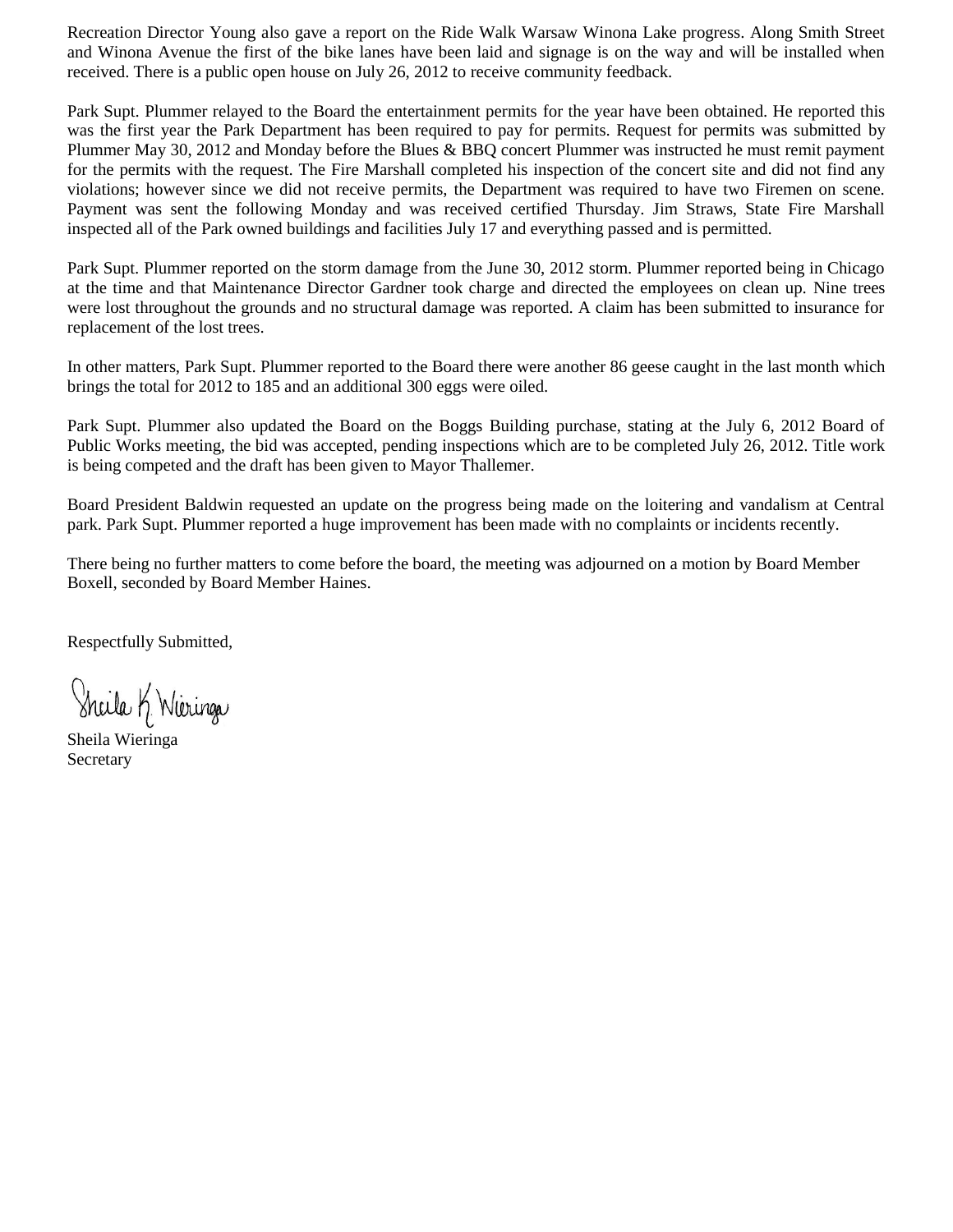Recreation Director Young also gave a report on the Ride Walk Warsaw Winona Lake progress. Along Smith Street and Winona Avenue the first of the bike lanes have been laid and signage is on the way and will be installed when received. There is a public open house on July 26, 2012 to receive community feedback.

Park Supt. Plummer relayed to the Board the entertainment permits for the year have been obtained. He reported this was the first year the Park Department has been required to pay for permits. Request for permits was submitted by Plummer May 30, 2012 and Monday before the Blues & BBQ concert Plummer was instructed he must remit payment for the permits with the request. The Fire Marshall completed his inspection of the concert site and did not find any violations; however since we did not receive permits, the Department was required to have two Firemen on scene. Payment was sent the following Monday and was received certified Thursday. Jim Straws, State Fire Marshall inspected all of the Park owned buildings and facilities July 17 and everything passed and is permitted.

Park Supt. Plummer reported on the storm damage from the June 30, 2012 storm. Plummer reported being in Chicago at the time and that Maintenance Director Gardner took charge and directed the employees on clean up. Nine trees were lost throughout the grounds and no structural damage was reported. A claim has been submitted to insurance for replacement of the lost trees.

In other matters, Park Supt. Plummer reported to the Board there were another 86 geese caught in the last month which brings the total for 2012 to 185 and an additional 300 eggs were oiled.

Park Supt. Plummer also updated the Board on the Boggs Building purchase, stating at the July 6, 2012 Board of Public Works meeting, the bid was accepted, pending inspections which are to be completed July 26, 2012. Title work is being competed and the draft has been given to Mayor Thallemer.

Board President Baldwin requested an update on the progress being made on the loitering and vandalism at Central park. Park Supt. Plummer reported a huge improvement has been made with no complaints or incidents recently.

There being no further matters to come before the board, the meeting was adjourned on a motion by Board Member Boxell, seconded by Board Member Haines.

Respectfully Submitted,

Sheila K. Wieringa

Sheila Wieringa
Secretary